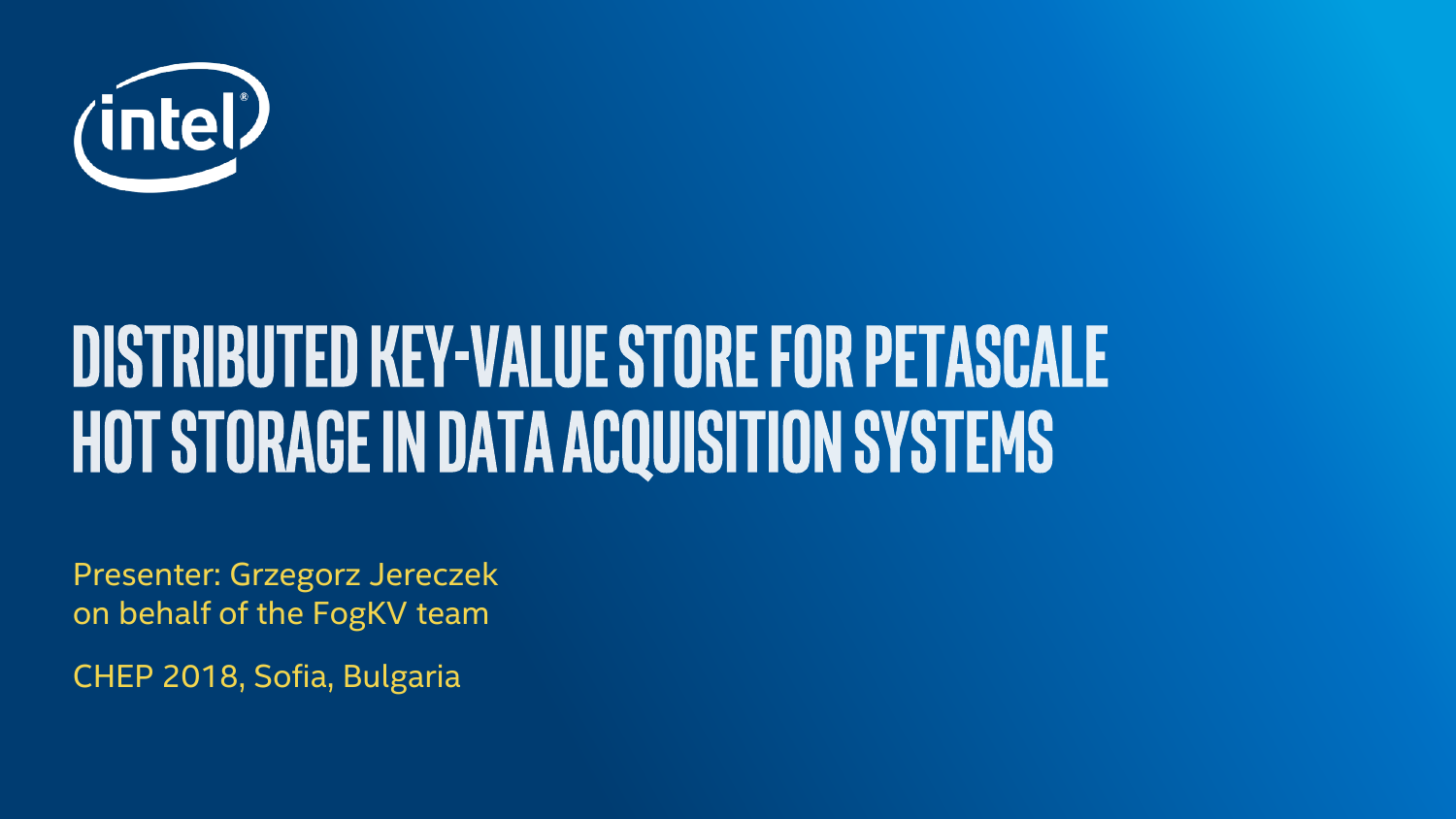# DISTRIBUTED KEY-VALUE STORE FOR PETASCALE HOT STORAGE IN DATA ACQUISITION SYSTEMS

Presenter: Grzegorz Jereczek
on behalf of the FogKV team

CHEP 2018, Sofia, Bulgaria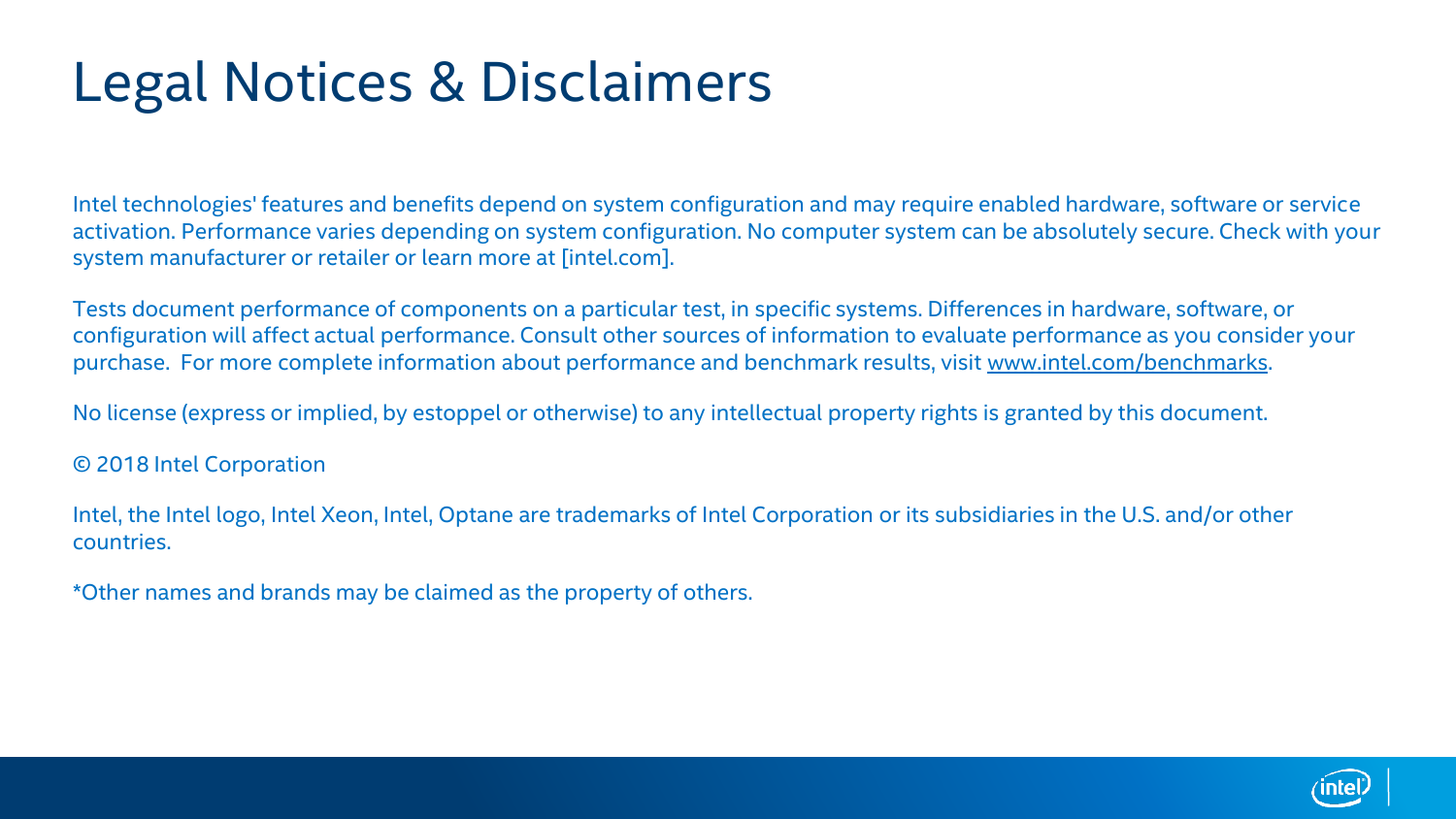# Legal Notices & Disclaimers

Intel technologies' features and benefits depend on system configuration and may require enabled hardware, software or service activation. Performance varies depending on system configuration. No computer system can be absolutely secure. Check with your system manufacturer or retailer or learn more at [intel.com].

Tests document performance of components on a particular test, in specific systems. Differences in hardware, software, or configuration will affect actual performance. Consult other sources of information to evaluate performance as you consider your purchase. For more complete information about performance and benchmark results, visit www.intel.com/benchmarks.

No license (express or implied, by estoppel or otherwise) to any intellectual property rights is granted by this document.

© 2018 Intel Corporation

Intel, the Intel logo, Intel Xeon, Intel, Optane are trademarks of Intel Corporation or its subsidiaries in the U.S. and/or other countries.

*Other names and brands may be claimed as the property of others.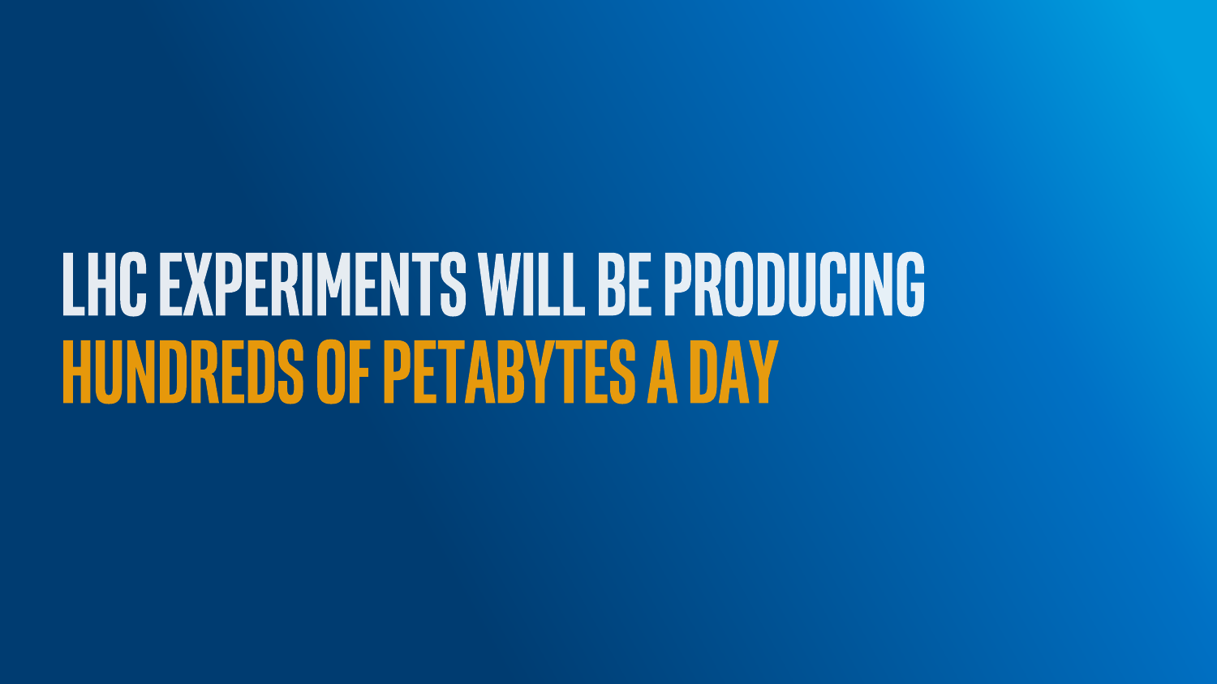# LHC EXPERIMENTS WILL BE PRODUCING HUNDREDS OF PETABYTES A DAY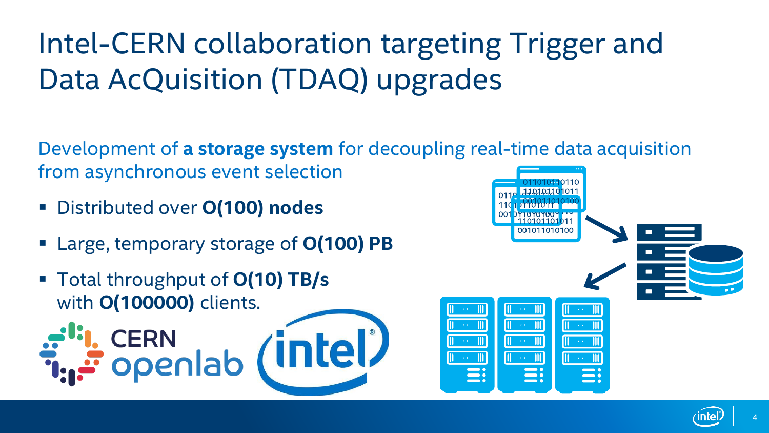# Intel-CERN collaboration targeting Trigger and Data AcQuisition (TDAQ) upgrades

Development of **a storage system** for decoupling real-time data acquisition from asynchronous event selection

- Distributed over **O(100) nodes**
- Large, temporary storage of **O(100) PB**
- Total throughput of **O(10) TB/s** with **O(100000)** clients.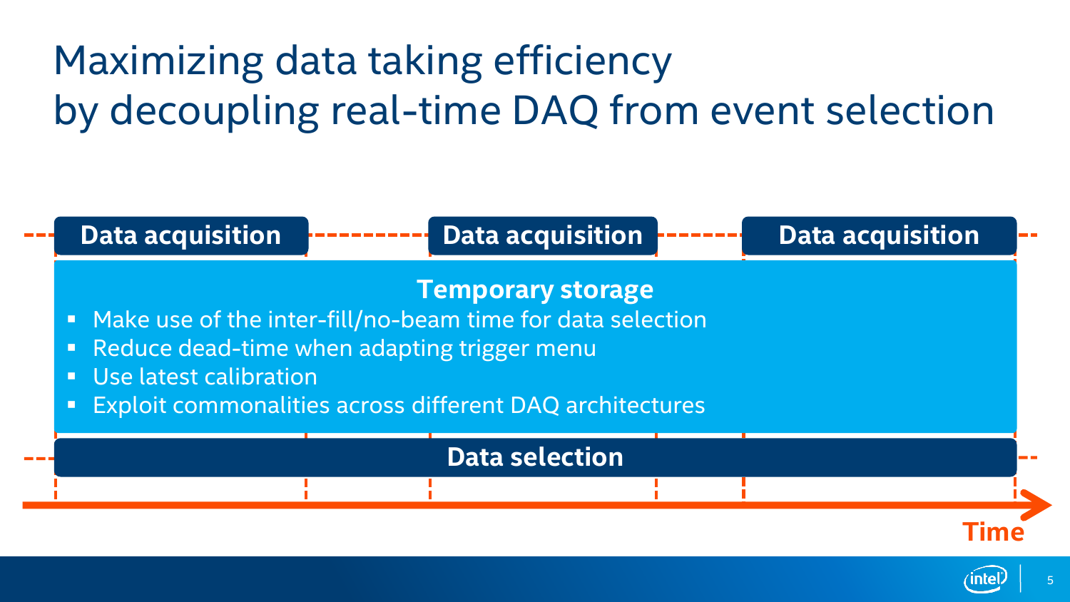# Maximizing data taking efficiency by decoupling real-time DAQ from event selection

**Data acquisition** **Data acquisition** **Data acquisition**

**Temporary storage**

- Make use of the inter-fill/no-beam time for data selection
- Reduce dead-time when adapting trigger menu
- Use latest calibration
- Exploit commonalities across different DAQ architectures

**Data selection**

**Time**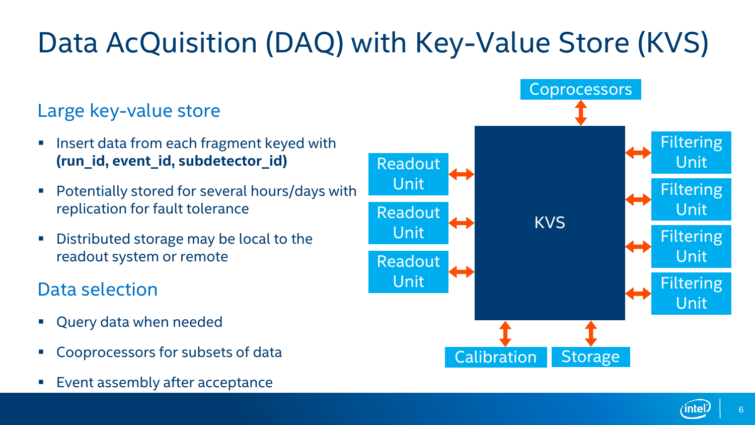# Data AcQuisition (DAQ) with Key-Value Store (KVS)

## Large key-value store

- Insert data from each fragment keyed with **(run_id, event_id, subdetector_id)**
- Potentially stored for several hours/days with replication for fault tolerance
- Distributed storage may be local to the readout system or remote

## Data selection

- Query data when needed
- Cooprocessors for subsets of data
- Event assembly after acceptance

Coprocessors

Readout Unit

Readout Unit

Readout Unit

KVS

Filtering Unit

Filtering Unit

Filtering Unit

Filtering Unit

Calibration

Storage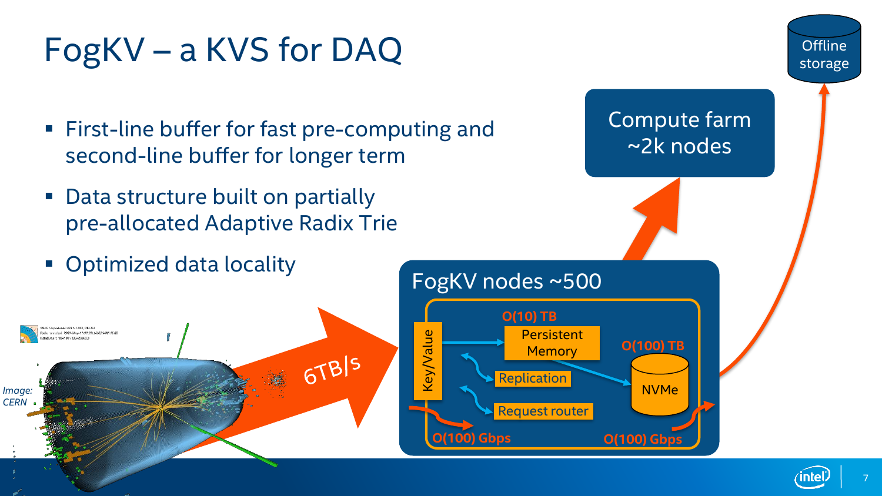# FogKV – a KVS for DAQ

- First-line buffer for fast pre-computing and second-line buffer for longer term
- Data structure built on partially pre-allocated Adaptive Radix Trie
- Optimized data locality

Offline storage

Compute farm ~2k nodes

FogKV nodes ~500

O(10) TB Persistent Memory

O(100) TB NVMe

Key/Value

Replication

Request router

O(100) Gbps

O(100) Gbps

6TB/s

*Image: CERN*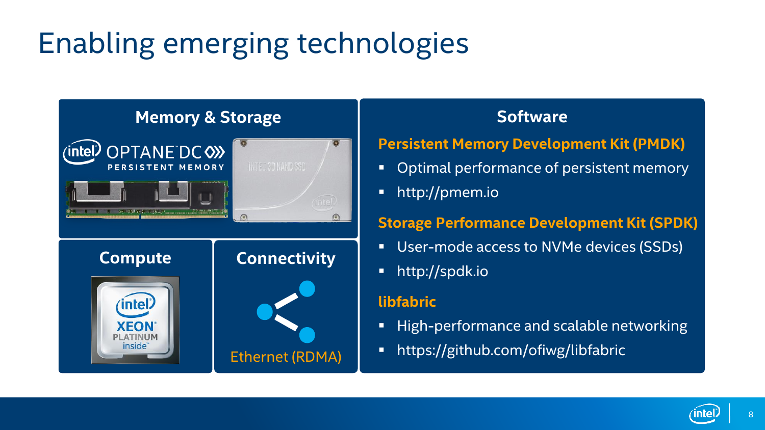# Enabling emerging technologies

## Memory & Storage

Intel Optane DC Persistent Memory

Intel 3D NAND SSD

## Compute

Intel Xeon Platinum inside

## Connectivity

Ethernet (RDMA)

## Software

### Persistent Memory Development Kit (PMDK)

- Optimal performance of persistent memory
- http://pmem.io

### Storage Performance Development Kit (SPDK)

- User-mode access to NVMe devices (SSDs)
- http://spdk.io

### libfabric

- High-performance and scalable networking
- https://github.com/ofiwg/libfabric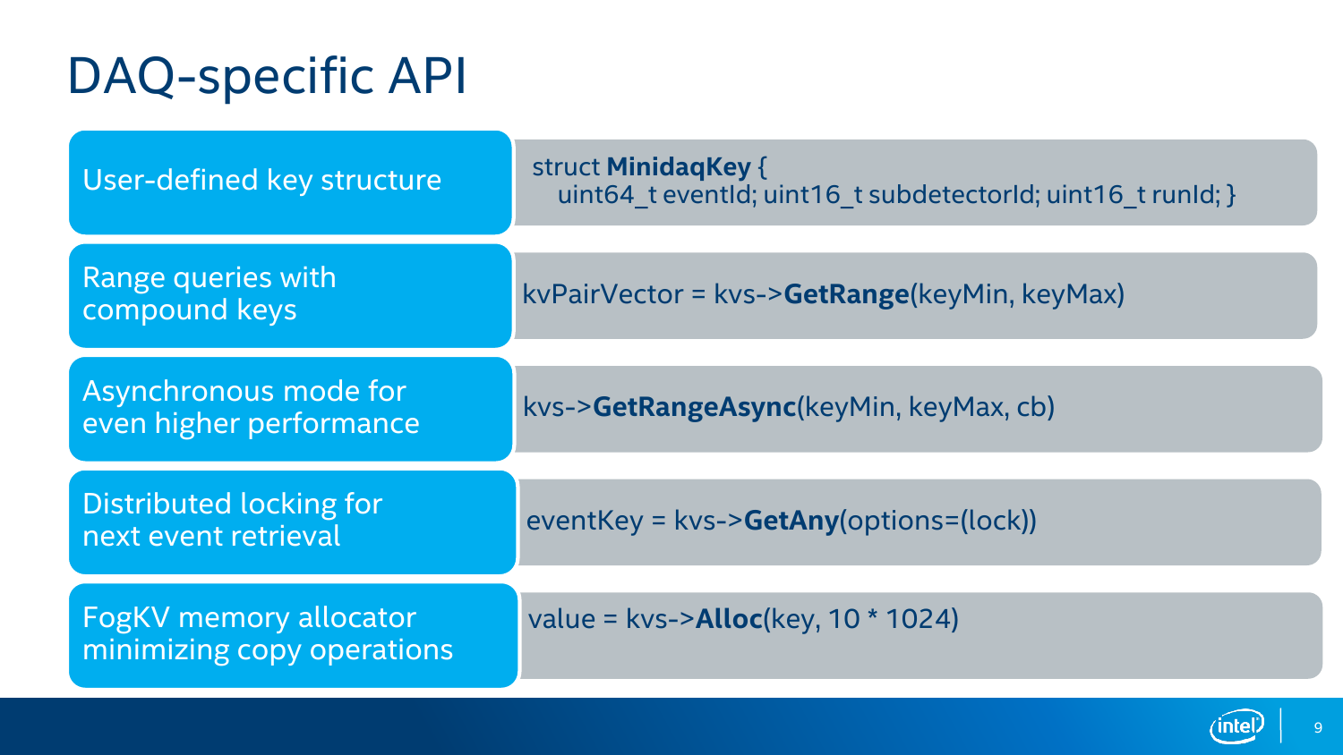# DAQ-specific API

| Feature | API |
| --- | --- |
| User-defined key structure | struct **MinidaqKey** { uint64_t eventId; uint16_t subdetectorId; uint16_t runId; } |
| Range queries with compound keys | kvPairVector = kvs->**GetRange**(keyMin, keyMax) |
| Asynchronous mode for even higher performance | kvs->**GetRangeAsync**(keyMin, keyMax, cb) |
| Distributed locking for next event retrieval | eventKey = kvs->**GetAny**(options=(lock)) |
| FogKV memory allocator minimizing copy operations | value = kvs->**Alloc**(key, 10 * 1024) |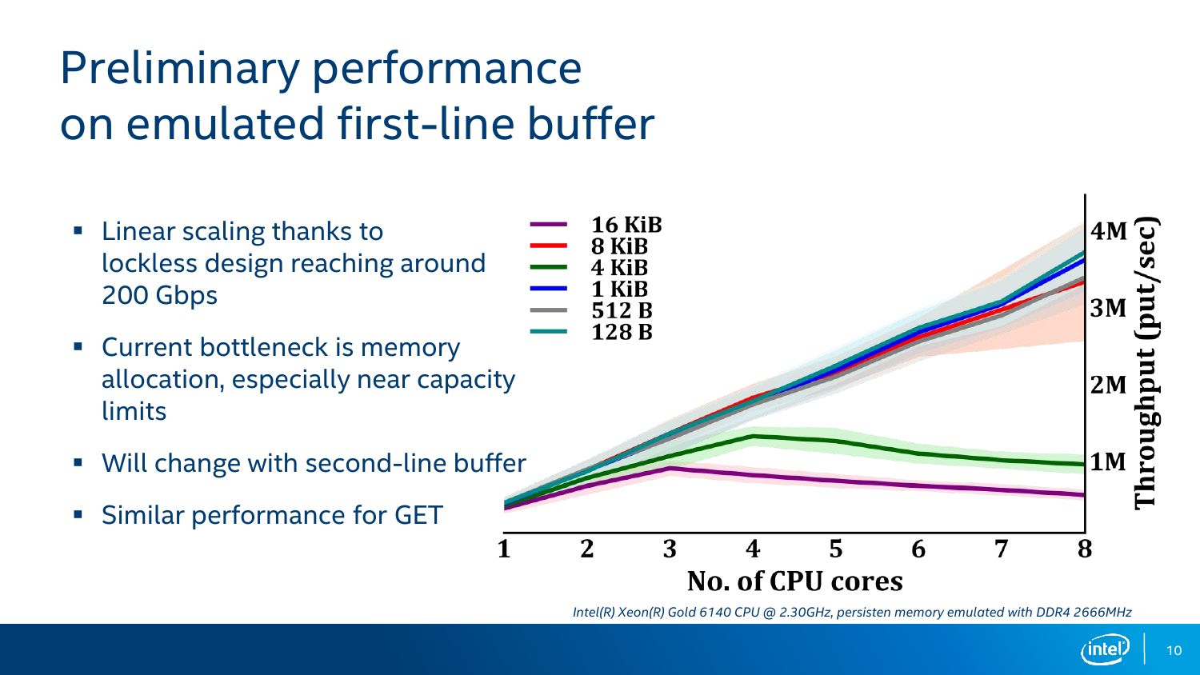# Preliminary performance on emulated first-line buffer

- Linear scaling thanks to lockless design reaching around 200 Gbps
- Current bottleneck is memory allocation, especially near capacity limits
- Will change with second-line buffer
- Similar performance for GET

*Intel(R) Xeon(R) Gold 6140 CPU @ 2.30GHz, persisten memory emulated with DDR4 2666MHz*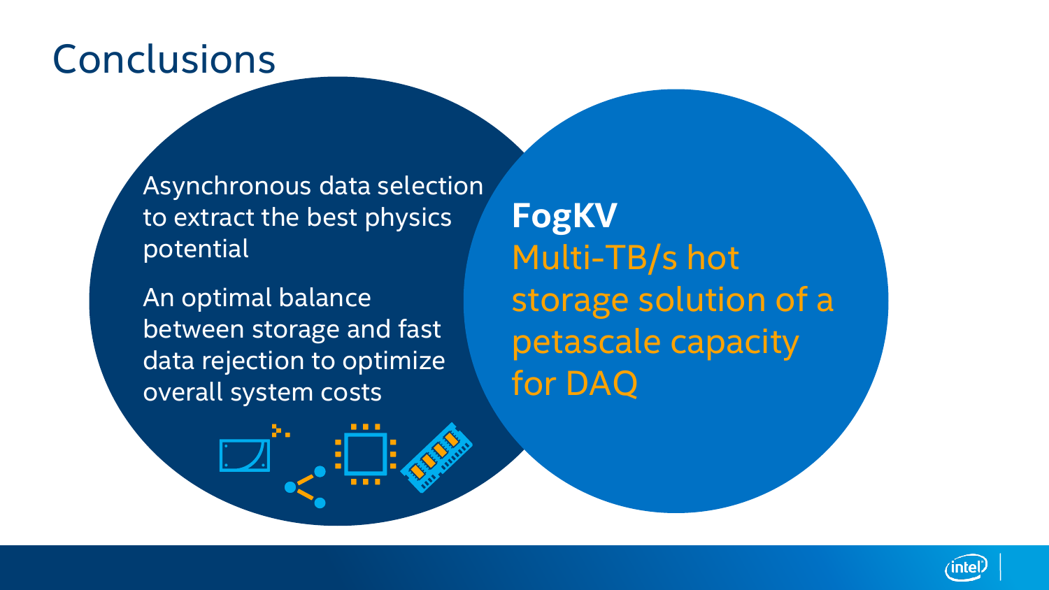# Conclusions

Asynchronous data selection to extract the best physics potential

An optimal balance between storage and fast data rejection to optimize overall system costs

**FogKV**

Multi-TB/s hot storage solution of a petascale capacity for DAQ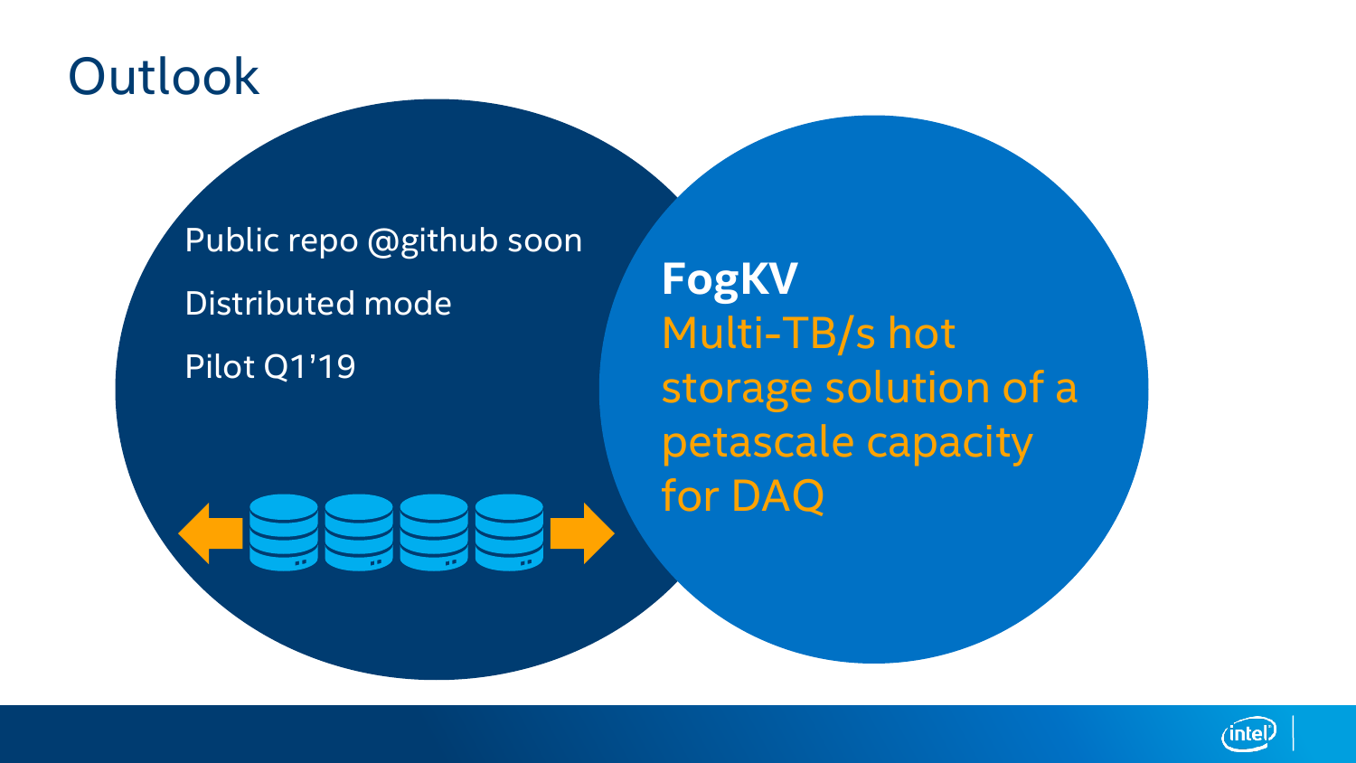# Outlook

- Public repo @github soon
- Distributed mode
- Pilot Q1'19

**FogKV**

Multi-TB/s hot storage solution of a petascale capacity for DAQ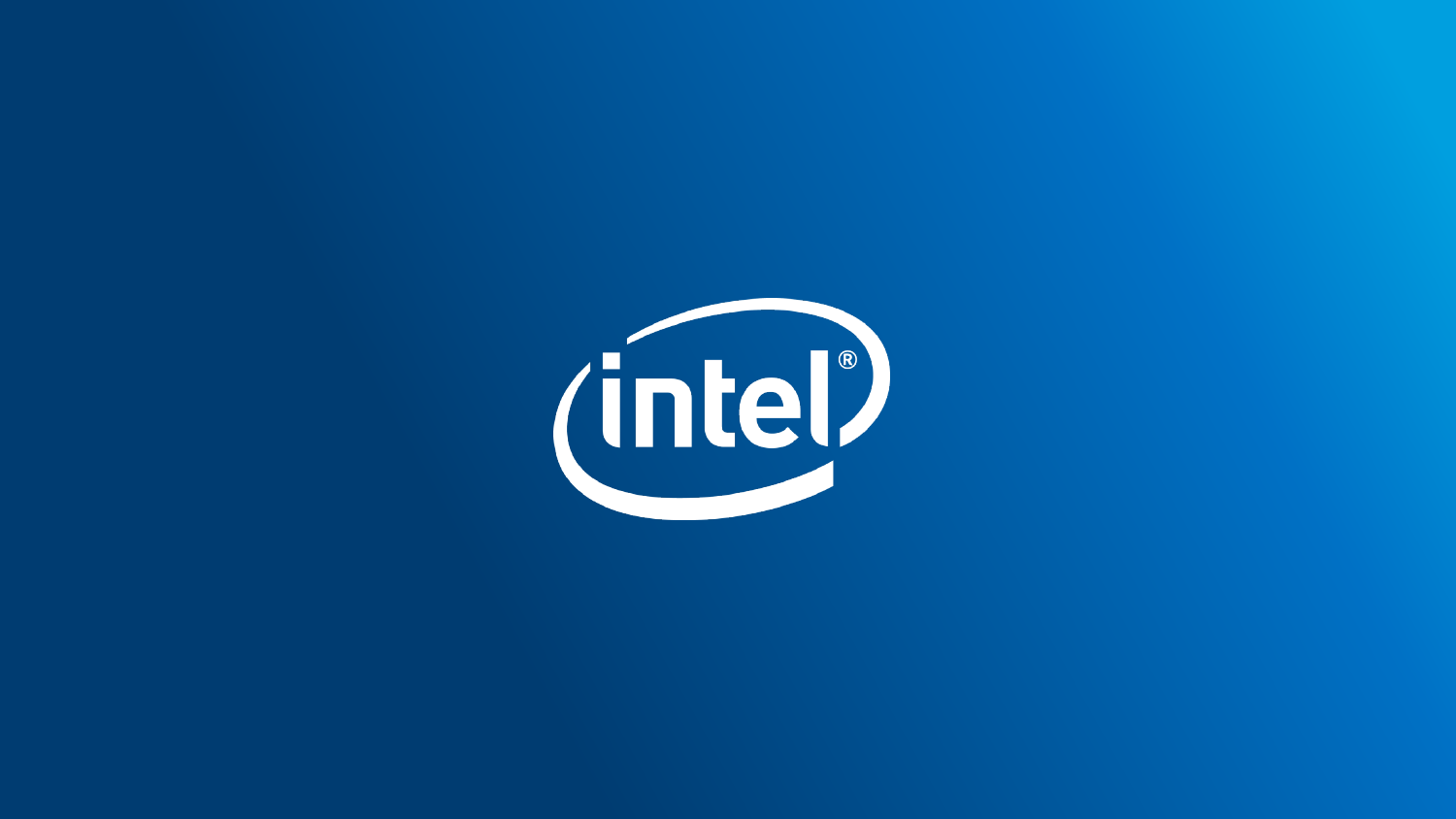intel®